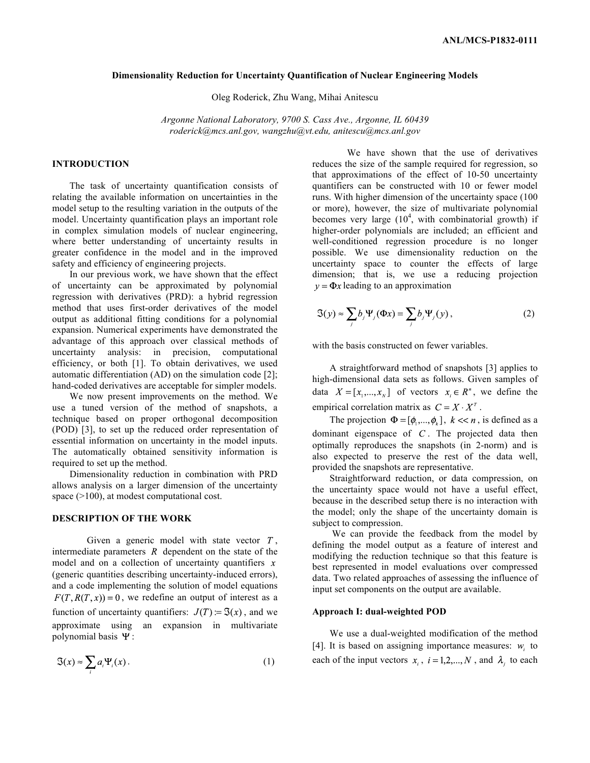ANL/MCS-P1832-0111

# Dimensionality Reduction for Uncertainty Quantification of Nuclear Engineering Models

Oleg Roderick, Zhu Wang, Mihai Anitescu

*Argonne National Laboratory, 9700 S. Cass Ave., Argonne, IL 60439*
*roderick@mcs.anl.gov, wangzhu@vt.edu, anitescu@mcs.anl.gov*

## INTRODUCTION

The task of uncertainty quantification consists of relating the available information on uncertainties in the model setup to the resulting variation in the outputs of the model. Uncertainty quantification plays an important role in complex simulation models of nuclear engineering, where better understanding of uncertainty results in greater confidence in the model and in the improved safety and efficiency of engineering projects.

In our previous work, we have shown that the effect of uncertainty can be approximated by polynomial regression with derivatives (PRD): a hybrid regression method that uses first-order derivatives of the model output as additional fitting conditions for a polynomial expansion. Numerical experiments have demonstrated the advantage of this approach over classical methods of uncertainty analysis: in precision, computational efficiency, or both [1]. To obtain derivatives, we used automatic differentiation (AD) on the simulation code [2]; hand-coded derivatives are acceptable for simpler models.

We now present improvements on the method. We use a tuned version of the method of snapshots, a technique based on proper orthogonal decomposition (POD) [3], to set up the reduced order representation of essential information on uncertainty in the model inputs. The automatically obtained sensitivity information is required to set up the method.

Dimensionality reduction in combination with PRD allows analysis on a larger dimension of the uncertainty space (>100), at modest computational cost.

## DESCRIPTION OF THE WORK

Given a generic model with state vector $T$, intermediate parameters $R$ dependent on the state of the model and on a collection of uncertainty quantifiers $x$ (generic quantities describing uncertainty-induced errors), and a code implementing the solution of model equations $F(T, R(T, x)) = 0$, we redefine an output of interest as a function of uncertainty quantifiers: $J(T) := \Im(x)$, and we approximate using an expansion in multivariate polynomial basis $\Psi$:

$$\Im(x) \approx \sum_i a_i \Psi_i(x) . \tag{1}$$

We have shown that the use of derivatives reduces the size of the sample required for regression, so that approximations of the effect of 10-50 uncertainty quantifiers can be constructed with 10 or fewer model runs. With higher dimension of the uncertainty space (100 or more), however, the size of multivariate polynomial becomes very large ($10^4$, with combinatorial growth) if higher-order polynomials are included; an efficient and well-conditioned regression procedure is no longer possible. We use dimensionality reduction on the uncertainty space to counter the effects of large dimension; that is, we use a reducing projection $y = \Phi x$ leading to an approximation

$$\Im(y) \approx \sum_j b_j \Psi_j(\Phi x) = \sum_j b_j \Psi_j(y) , \tag{2}$$

with the basis constructed on fewer variables.

A straightforward method of snapshots [3] applies to high-dimensional data sets as follows. Given samples of data $X = [x_1, ..., x_N]$ of vectors $x_i \in R^n$, we define the empirical correlation matrix as $C = X \cdot X^T$.

The projection $\Phi = [\phi_1, ..., \phi_k]$, $k << n$, is defined as a dominant eigenspace of $C$. The projected data then optimally reproduces the snapshots (in 2-norm) and is also expected to preserve the rest of the data well, provided the snapshots are representative.

Straightforward reduction, or data compression, on the uncertainty space would not have a useful effect, because in the described setup there is no interaction with the model; only the shape of the uncertainty domain is subject to compression.

We can provide the feedback from the model by defining the model output as a feature of interest and modifying the reduction technique so that this feature is best represented in model evaluations over compressed data. Two related approaches of assessing the influence of input set components on the output are available.

### Approach I: dual-weighted POD

We use a dual-weighted modification of the method [4]. It is based on assigning importance measures: $w_i$ to each of the input vectors $x_i$, $i = 1, 2, ..., N$, and $\lambda_j$ to each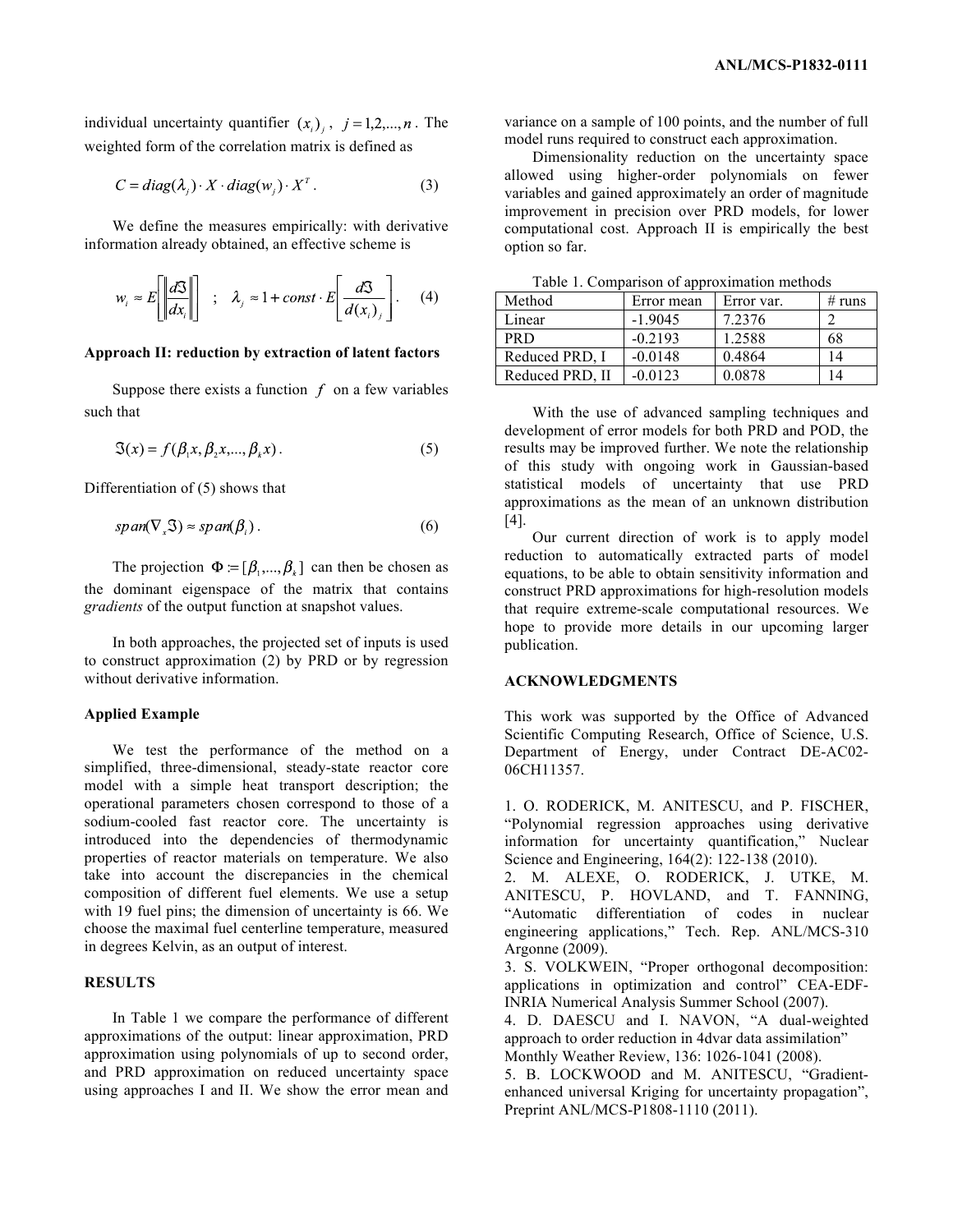individual uncertainty quantifier $(x_i)_j$ , $j = 1,2,...,n$ . The weighted form of the correlation matrix is defined as

$$C = diag(\lambda_j) \cdot X \cdot diag(w_j) \cdot X^T . \quad (3)$$

We define the measures empirically: with derivative information already obtained, an effective scheme is

$$w_i \approx E\left[\left\|\frac{d\Im}{dx_i}\right\|\right] \quad ; \quad \lambda_j \approx 1 + const \cdot E\left[\frac{d\Im}{d(x_i)_j}\right]. \quad (4)$$

**Approach II: reduction by extraction of latent factors**

Suppose there exists a function $f$ on a few variables such that

$$\Im(x) = f(\beta_1 x, \beta_2 x, ..., \beta_k x) . \quad (5)$$

Differentiation of (5) shows that

$$span(\nabla_x \Im) \approx span(\beta_i) . \quad (6)$$

The projection $\Phi := [\beta_1, ..., \beta_k]$ can then be chosen as the dominant eigenspace of the matrix that contains *gradients* of the output function at snapshot values.

In both approaches, the projected set of inputs is used to construct approximation (2) by PRD or by regression without derivative information.

**Applied Example**

We test the performance of the method on a simplified, three-dimensional, steady-state reactor core model with a simple heat transport description; the operational parameters chosen correspond to those of a sodium-cooled fast reactor core. The uncertainty is introduced into the dependencies of thermodynamic properties of reactor materials on temperature. We also take into account the discrepancies in the chemical composition of different fuel elements. We use a setup with 19 fuel pins; the dimension of uncertainty is 66. We choose the maximal fuel centerline temperature, measured in degrees Kelvin, as an output of interest.

**RESULTS**

In Table 1 we compare the performance of different approximations of the output: linear approximation, PRD approximation using polynomials of up to second order, and PRD approximation on reduced uncertainty space using approaches I and II. We show the error mean and variance on a sample of 100 points, and the number of full model runs required to construct each approximation.

Dimensionality reduction on the uncertainty space allowed using higher-order polynomials on fewer variables and gained approximately an order of magnitude improvement in precision over PRD models, for lower computational cost. Approach II is empirically the best option so far.

Table 1. Comparison of approximation methods

| Method | Error mean | Error var. | # runs |
|---|---|---|---|
| Linear | -1.9045 | 7.2376 | 2 |
| PRD | -0.2193 | 1.2588 | 68 |
| Reduced PRD, I | -0.0148 | 0.4864 | 14 |
| Reduced PRD, II | -0.0123 | 0.0878 | 14 |

With the use of advanced sampling techniques and development of error models for both PRD and POD, the results may be improved further. We note the relationship of this study with ongoing work in Gaussian-based statistical models of uncertainty that use PRD approximations as the mean of an unknown distribution [4].

Our current direction of work is to apply model reduction to automatically extracted parts of model equations, to be able to obtain sensitivity information and construct PRD approximations for high-resolution models that require extreme-scale computational resources. We hope to provide more details in our upcoming larger publication.

**ACKNOWLEDGMENTS**

This work was supported by the Office of Advanced Scientific Computing Research, Office of Science, U.S. Department of Energy, under Contract DE-AC02-06CH11357.

1. O. RODERICK, M. ANITESCU, and P. FISCHER, "Polynomial regression approaches using derivative information for uncertainty quantification," Nuclear Science and Engineering, 164(2): 122-138 (2010).
2. M. ALEXE, O. RODERICK, J. UTKE, M. ANITESCU, P. HOVLAND, and T. FANNING, "Automatic differentiation of codes in nuclear engineering applications," Tech. Rep. ANL/MCS-310 Argonne (2009).
3. S. VOLKWEIN, "Proper orthogonal decomposition: applications in optimization and control" CEA-EDF-INRIA Numerical Analysis Summer School (2007).
4. D. DAESCU and I. NAVON, "A dual-weighted approach to order reduction in 4dvar data assimilation" Monthly Weather Review, 136: 1026-1041 (2008).
5. B. LOCKWOOD and M. ANITESCU, "Gradient-enhanced universal Kriging for uncertainty propagation", Preprint ANL/MCS-P1808-1110 (2011).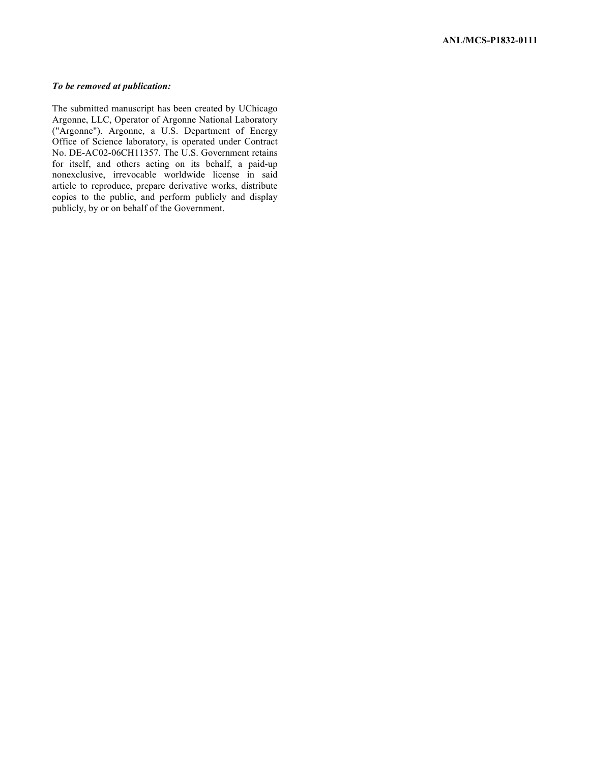ANL/MCS-P1832-0111

***To be removed at publication:***

The submitted manuscript has been created by UChicago Argonne, LLC, Operator of Argonne National Laboratory ("Argonne"). Argonne, a U.S. Department of Energy Office of Science laboratory, is operated under Contract No. DE-AC02-06CH11357. The U.S. Government retains for itself, and others acting on its behalf, a paid-up nonexclusive, irrevocable worldwide license in said article to reproduce, prepare derivative works, distribute copies to the public, and perform publicly and display publicly, by or on behalf of the Government.